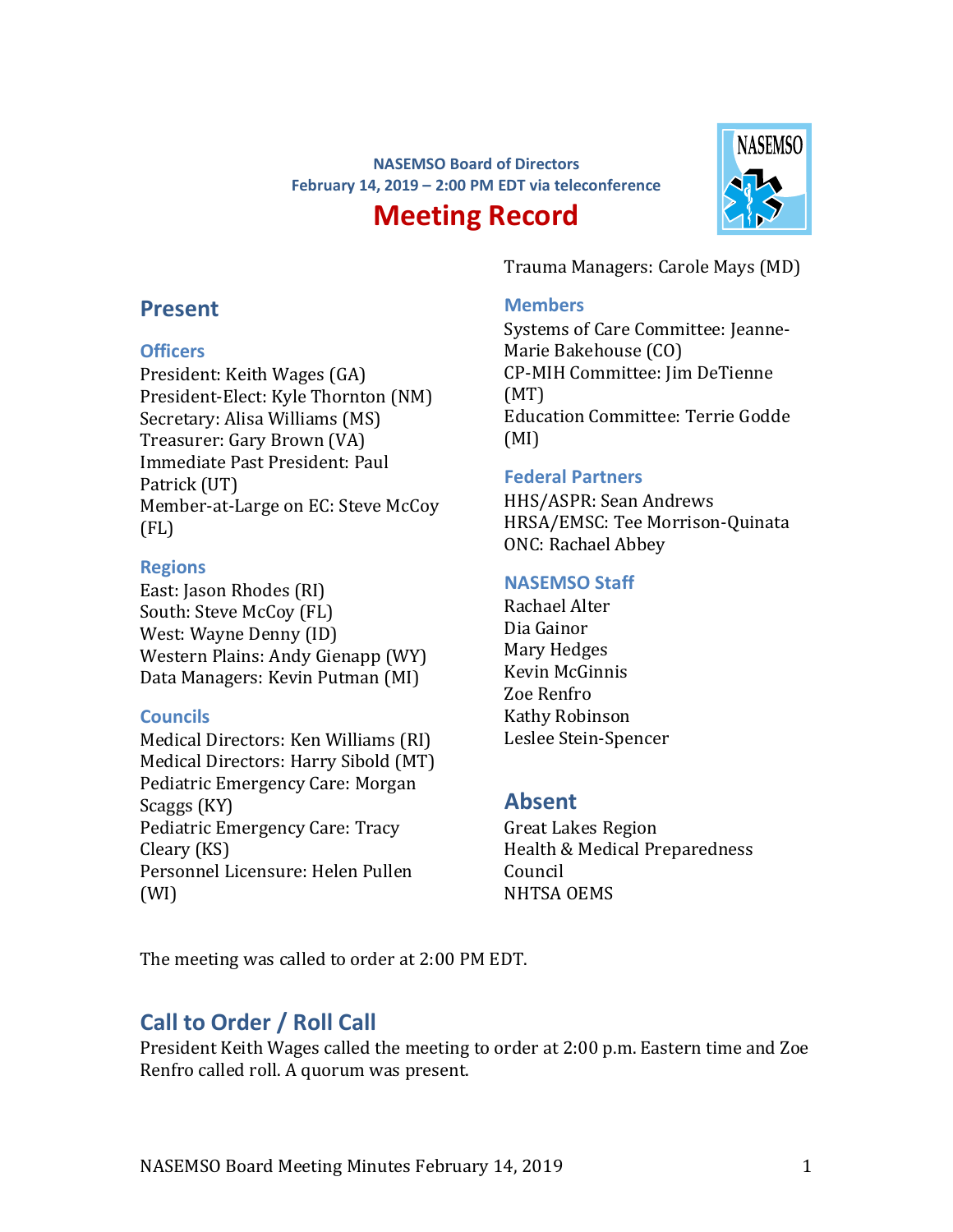NASEMSO Board of Directors
February 14, 2019 – 2:00 PM EDT via teleconference

# Meeting Record

## Present

### Officers

President: Keith Wages (GA)
President-Elect: Kyle Thornton (NM)
Secretary: Alisa Williams (MS)
Treasurer: Gary Brown (VA)
Immediate Past President: Paul Patrick (UT)
Member-at-Large on EC: Steve McCoy (FL)

### Regions

East: Jason Rhodes (RI)
South: Steve McCoy (FL)
West: Wayne Denny (ID)
Western Plains: Andy Gienapp (WY)
Data Managers: Kevin Putman (MI)

### Councils

Medical Directors: Ken Williams (RI)
Medical Directors: Harry Sibold (MT)
Pediatric Emergency Care: Morgan Scaggs (KY)
Pediatric Emergency Care: Tracy Cleary (KS)
Personnel Licensure: Helen Pullen (WI)
Trauma Managers: Carole Mays (MD)

### Members

Systems of Care Committee: Jeanne-Marie Bakehouse (CO)
CP-MIH Committee: Jim DeTienne (MT)
Education Committee: Terrie Godde (MI)

### Federal Partners

HHS/ASPR: Sean Andrews
HRSA/EMSC: Tee Morrison-Quinata
ONC: Rachael Abbey

### NASEMSO Staff

Rachael Alter
Dia Gainor
Mary Hedges
Kevin McGinnis
Zoe Renfro
Kathy Robinson
Leslee Stein-Spencer

## Absent

Great Lakes Region
Health & Medical Preparedness Council
NHTSA OEMS

The meeting was called to order at 2:00 PM EDT.

## Call to Order / Roll Call

President Keith Wages called the meeting to order at 2:00 p.m. Eastern time and Zoe Renfro called roll. A quorum was present.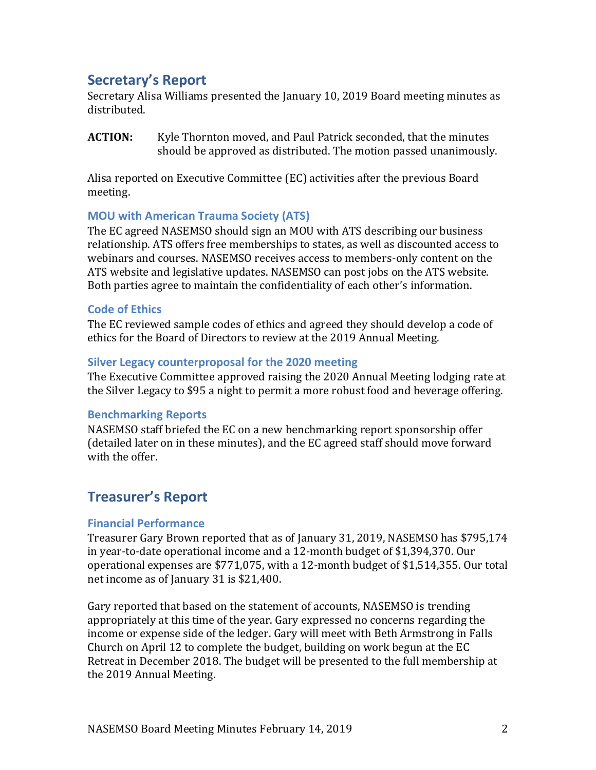## Secretary's Report

Secretary Alisa Williams presented the January 10, 2019 Board meeting minutes as distributed.

**ACTION:** Kyle Thornton moved, and Paul Patrick seconded, that the minutes should be approved as distributed. The motion passed unanimously.

Alisa reported on Executive Committee (EC) activities after the previous Board meeting.

### MOU with American Trauma Society (ATS)

The EC agreed NASEMSO should sign an MOU with ATS describing our business relationship. ATS offers free memberships to states, as well as discounted access to webinars and courses. NASEMSO receives access to members-only content on the ATS website and legislative updates. NASEMSO can post jobs on the ATS website. Both parties agree to maintain the confidentiality of each other's information.

### Code of Ethics

The EC reviewed sample codes of ethics and agreed they should develop a code of ethics for the Board of Directors to review at the 2019 Annual Meeting.

### Silver Legacy counterproposal for the 2020 meeting

The Executive Committee approved raising the 2020 Annual Meeting lodging rate at the Silver Legacy to $95 a night to permit a more robust food and beverage offering.

### Benchmarking Reports

NASEMSO staff briefed the EC on a new benchmarking report sponsorship offer (detailed later on in these minutes), and the EC agreed staff should move forward with the offer.

## Treasurer's Report

### Financial Performance

Treasurer Gary Brown reported that as of January 31, 2019, NASEMSO has $795,174 in year-to-date operational income and a 12-month budget of $1,394,370. Our operational expenses are $771,075, with a 12-month budget of $1,514,355. Our total net income as of January 31 is $21,400.

Gary reported that based on the statement of accounts, NASEMSO is trending appropriately at this time of the year. Gary expressed no concerns regarding the income or expense side of the ledger. Gary will meet with Beth Armstrong in Falls Church on April 12 to complete the budget, building on work begun at the EC Retreat in December 2018. The budget will be presented to the full membership at the 2019 Annual Meeting.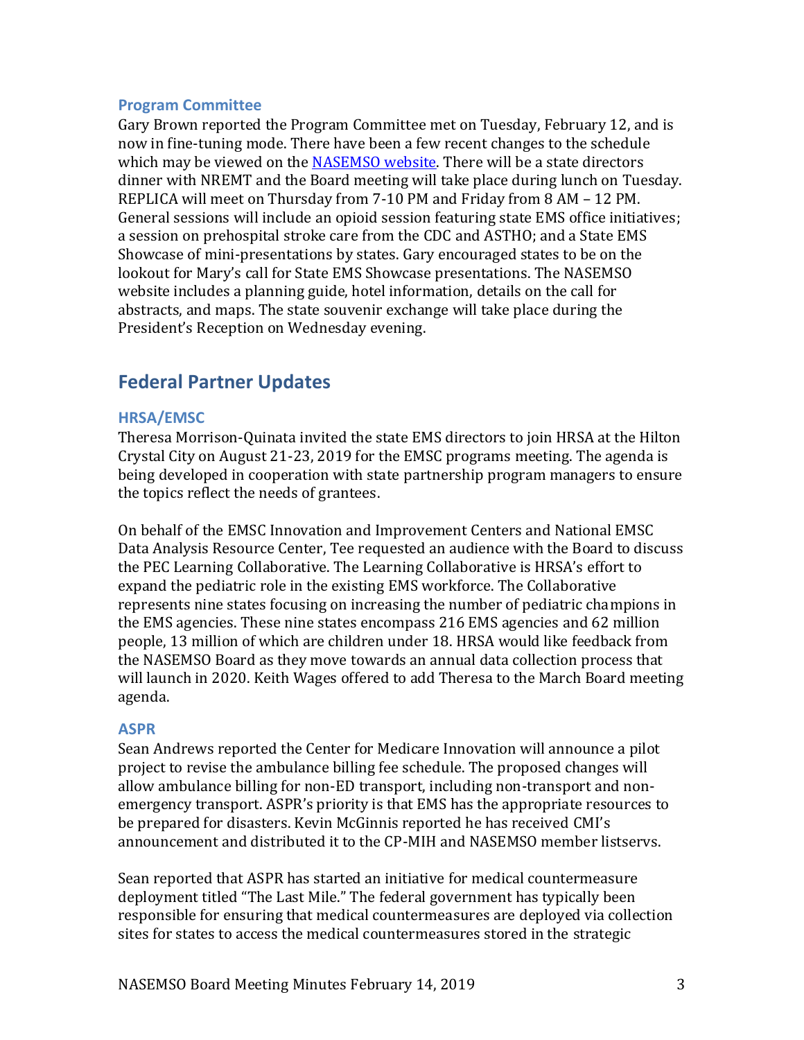### Program Committee

Gary Brown reported the Program Committee met on Tuesday, February 12, and is now in fine-tuning mode. There have been a few recent changes to the schedule which may be viewed on the [NASEMSO website](). There will be a state directors dinner with NREMT and the Board meeting will take place during lunch on Tuesday. REPLICA will meet on Thursday from 7-10 PM and Friday from 8 AM – 12 PM. General sessions will include an opioid session featuring state EMS office initiatives; a session on prehospital stroke care from the CDC and ASTHO; and a State EMS Showcase of mini-presentations by states. Gary encouraged states to be on the lookout for Mary's call for State EMS Showcase presentations. The NASEMSO website includes a planning guide, hotel information, details on the call for abstracts, and maps. The state souvenir exchange will take place during the President's Reception on Wednesday evening.

## Federal Partner Updates

### HRSA/EMSC

Theresa Morrison-Quinata invited the state EMS directors to join HRSA at the Hilton Crystal City on August 21-23, 2019 for the EMSC programs meeting. The agenda is being developed in cooperation with state partnership program managers to ensure the topics reflect the needs of grantees.

On behalf of the EMSC Innovation and Improvement Centers and National EMSC Data Analysis Resource Center, Tee requested an audience with the Board to discuss the PEC Learning Collaborative. The Learning Collaborative is HRSA's effort to expand the pediatric role in the existing EMS workforce. The Collaborative represents nine states focusing on increasing the number of pediatric champions in the EMS agencies. These nine states encompass 216 EMS agencies and 62 million people, 13 million of which are children under 18. HRSA would like feedback from the NASEMSO Board as they move towards an annual data collection process that will launch in 2020. Keith Wages offered to add Theresa to the March Board meeting agenda.

### ASPR

Sean Andrews reported the Center for Medicare Innovation will announce a pilot project to revise the ambulance billing fee schedule. The proposed changes will allow ambulance billing for non-ED transport, including non-transport and non-emergency transport. ASPR's priority is that EMS has the appropriate resources to be prepared for disasters. Kevin McGinnis reported he has received CMI's announcement and distributed it to the CP-MIH and NASEMSO member listservs.

Sean reported that ASPR has started an initiative for medical countermeasure deployment titled "The Last Mile." The federal government has typically been responsible for ensuring that medical countermeasures are deployed via collection sites for states to access the medical countermeasures stored in the strategic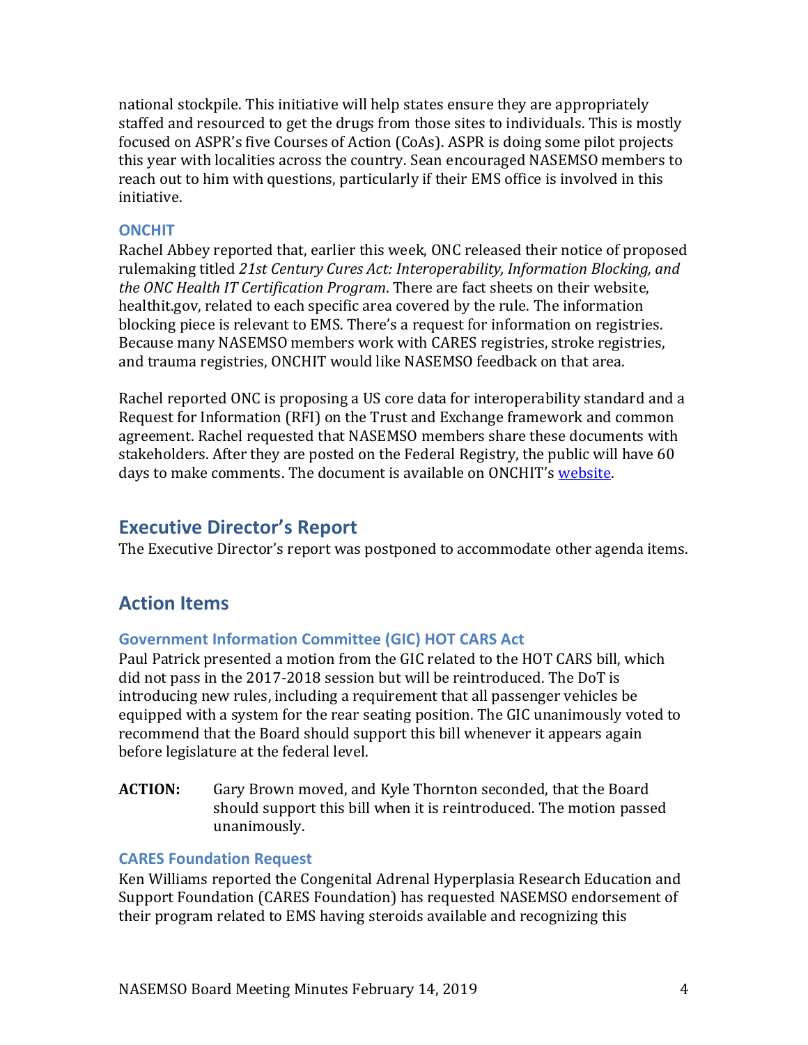national stockpile. This initiative will help states ensure they are appropriately staffed and resourced to get the drugs from those sites to individuals. This is mostly focused on ASPR's five Courses of Action (CoAs). ASPR is doing some pilot projects this year with localities across the country. Sean encouraged NASEMSO members to reach out to him with questions, particularly if their EMS office is involved in this initiative.

### ONCHIT

Rachel Abbey reported that, earlier this week, ONC released their notice of proposed rulemaking titled *21st Century Cures Act: Interoperability, Information Blocking, and the ONC Health IT Certification Program*. There are fact sheets on their website, healthit.gov, related to each specific area covered by the rule. The information blocking piece is relevant to EMS. There's a request for information on registries. Because many NASEMSO members work with CARES registries, stroke registries, and trauma registries, ONCHIT would like NASEMSO feedback on that area.

Rachel reported ONC is proposing a US core data for interoperability standard and a Request for Information (RFI) on the Trust and Exchange framework and common agreement. Rachel requested that NASEMSO members share these documents with stakeholders. After they are posted on the Federal Registry, the public will have 60 days to make comments. The document is available on ONCHIT's website.

## Executive Director's Report

The Executive Director's report was postponed to accommodate other agenda items.

## Action Items

### Government Information Committee (GIC) HOT CARS Act

Paul Patrick presented a motion from the GIC related to the HOT CARS bill, which did not pass in the 2017-2018 session but will be reintroduced. The DoT is introducing new rules, including a requirement that all passenger vehicles be equipped with a system for the rear seating position. The GIC unanimously voted to recommend that the Board should support this bill whenever it appears again before legislature at the federal level.

**ACTION:** Gary Brown moved, and Kyle Thornton seconded, that the Board should support this bill when it is reintroduced. The motion passed unanimously.

### CARES Foundation Request

Ken Williams reported the Congenital Adrenal Hyperplasia Research Education and Support Foundation (CARES Foundation) has requested NASEMSO endorsement of their program related to EMS having steroids available and recognizing this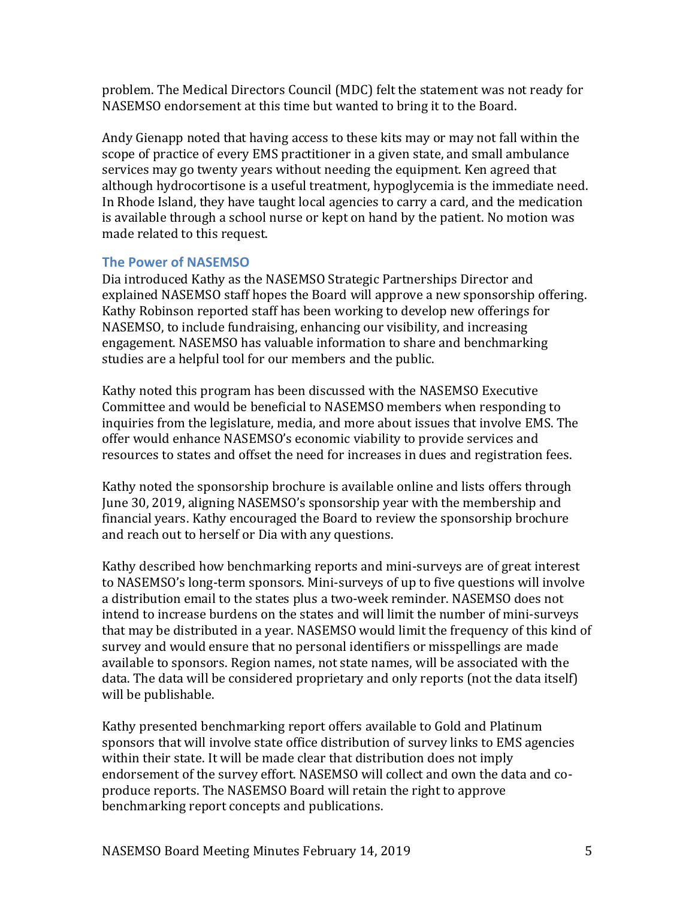problem. The Medical Directors Council (MDC) felt the statement was not ready for NASEMSO endorsement at this time but wanted to bring it to the Board.

Andy Gienapp noted that having access to these kits may or may not fall within the scope of practice of every EMS practitioner in a given state, and small ambulance services may go twenty years without needing the equipment. Ken agreed that although hydrocortisone is a useful treatment, hypoglycemia is the immediate need. In Rhode Island, they have taught local agencies to carry a card, and the medication is available through a school nurse or kept on hand by the patient. No motion was made related to this request.

### The Power of NASEMSO

Dia introduced Kathy as the NASEMSO Strategic Partnerships Director and explained NASEMSO staff hopes the Board will approve a new sponsorship offering. Kathy Robinson reported staff has been working to develop new offerings for NASEMSO, to include fundraising, enhancing our visibility, and increasing engagement. NASEMSO has valuable information to share and benchmarking studies are a helpful tool for our members and the public.

Kathy noted this program has been discussed with the NASEMSO Executive Committee and would be beneficial to NASEMSO members when responding to inquiries from the legislature, media, and more about issues that involve EMS. The offer would enhance NASEMSO's economic viability to provide services and resources to states and offset the need for increases in dues and registration fees.

Kathy noted the sponsorship brochure is available online and lists offers through June 30, 2019, aligning NASEMSO's sponsorship year with the membership and financial years. Kathy encouraged the Board to review the sponsorship brochure and reach out to herself or Dia with any questions.

Kathy described how benchmarking reports and mini-surveys are of great interest to NASEMSO's long-term sponsors. Mini-surveys of up to five questions will involve a distribution email to the states plus a two-week reminder. NASEMSO does not intend to increase burdens on the states and will limit the number of mini-surveys that may be distributed in a year. NASEMSO would limit the frequency of this kind of survey and would ensure that no personal identifiers or misspellings are made available to sponsors. Region names, not state names, will be associated with the data. The data will be considered proprietary and only reports (not the data itself) will be publishable.

Kathy presented benchmarking report offers available to Gold and Platinum sponsors that will involve state office distribution of survey links to EMS agencies within their state. It will be made clear that distribution does not imply endorsement of the survey effort. NASEMSO will collect and own the data and co-produce reports. The NASEMSO Board will retain the right to approve benchmarking report concepts and publications.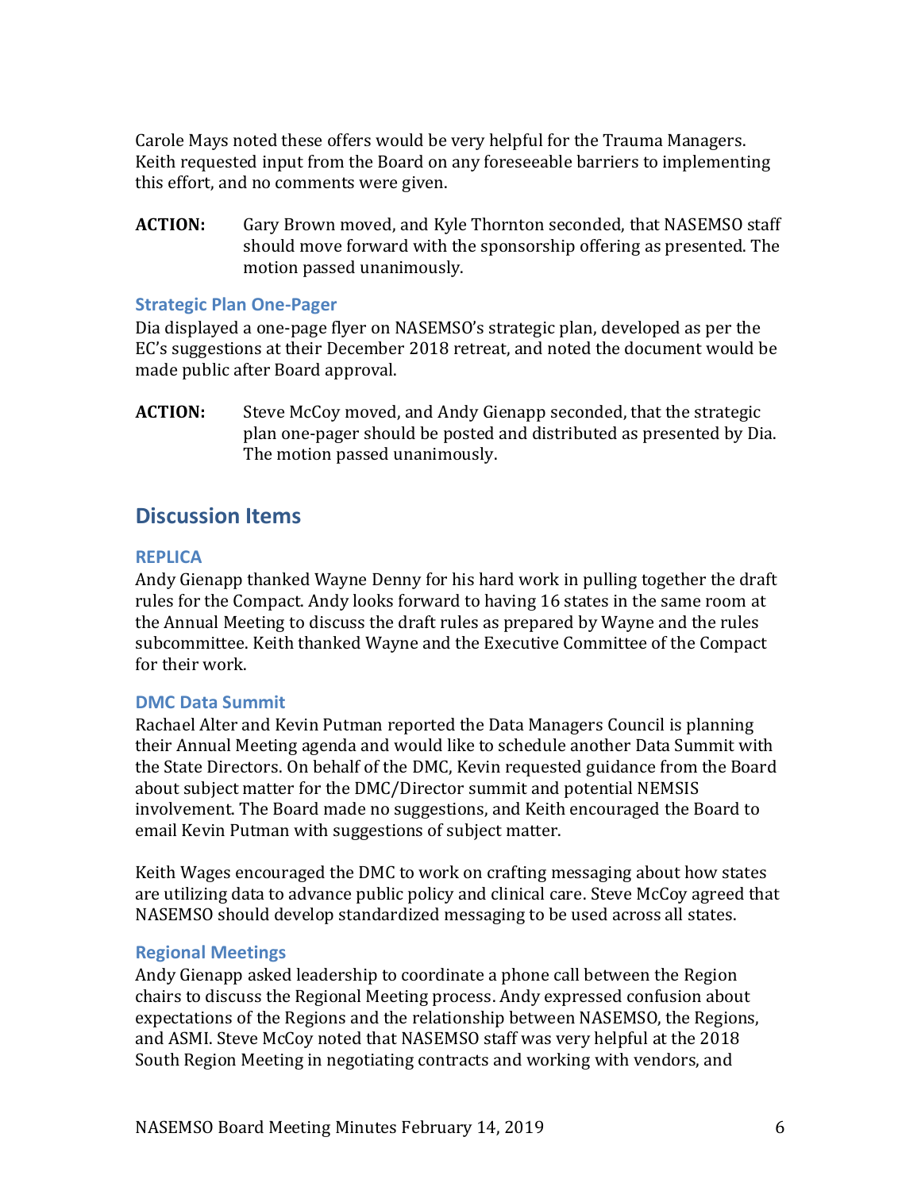Carole Mays noted these offers would be very helpful for the Trauma Managers. Keith requested input from the Board on any foreseeable barriers to implementing this effort, and no comments were given.

**ACTION:** Gary Brown moved, and Kyle Thornton seconded, that NASEMSO staff should move forward with the sponsorship offering as presented. The motion passed unanimously.

### Strategic Plan One-Pager

Dia displayed a one-page flyer on NASEMSO's strategic plan, developed as per the EC's suggestions at their December 2018 retreat, and noted the document would be made public after Board approval.

**ACTION:** Steve McCoy moved, and Andy Gienapp seconded, that the strategic plan one-pager should be posted and distributed as presented by Dia. The motion passed unanimously.

## Discussion Items

### REPLICA

Andy Gienapp thanked Wayne Denny for his hard work in pulling together the draft rules for the Compact. Andy looks forward to having 16 states in the same room at the Annual Meeting to discuss the draft rules as prepared by Wayne and the rules subcommittee. Keith thanked Wayne and the Executive Committee of the Compact for their work.

### DMC Data Summit

Rachael Alter and Kevin Putman reported the Data Managers Council is planning their Annual Meeting agenda and would like to schedule another Data Summit with the State Directors. On behalf of the DMC, Kevin requested guidance from the Board about subject matter for the DMC/Director summit and potential NEMSIS involvement. The Board made no suggestions, and Keith encouraged the Board to email Kevin Putman with suggestions of subject matter.

Keith Wages encouraged the DMC to work on crafting messaging about how states are utilizing data to advance public policy and clinical care. Steve McCoy agreed that NASEMSO should develop standardized messaging to be used across all states.

### Regional Meetings

Andy Gienapp asked leadership to coordinate a phone call between the Region chairs to discuss the Regional Meeting process. Andy expressed confusion about expectations of the Regions and the relationship between NASEMSO, the Regions, and ASMI. Steve McCoy noted that NASEMSO staff was very helpful at the 2018 South Region Meeting in negotiating contracts and working with vendors, and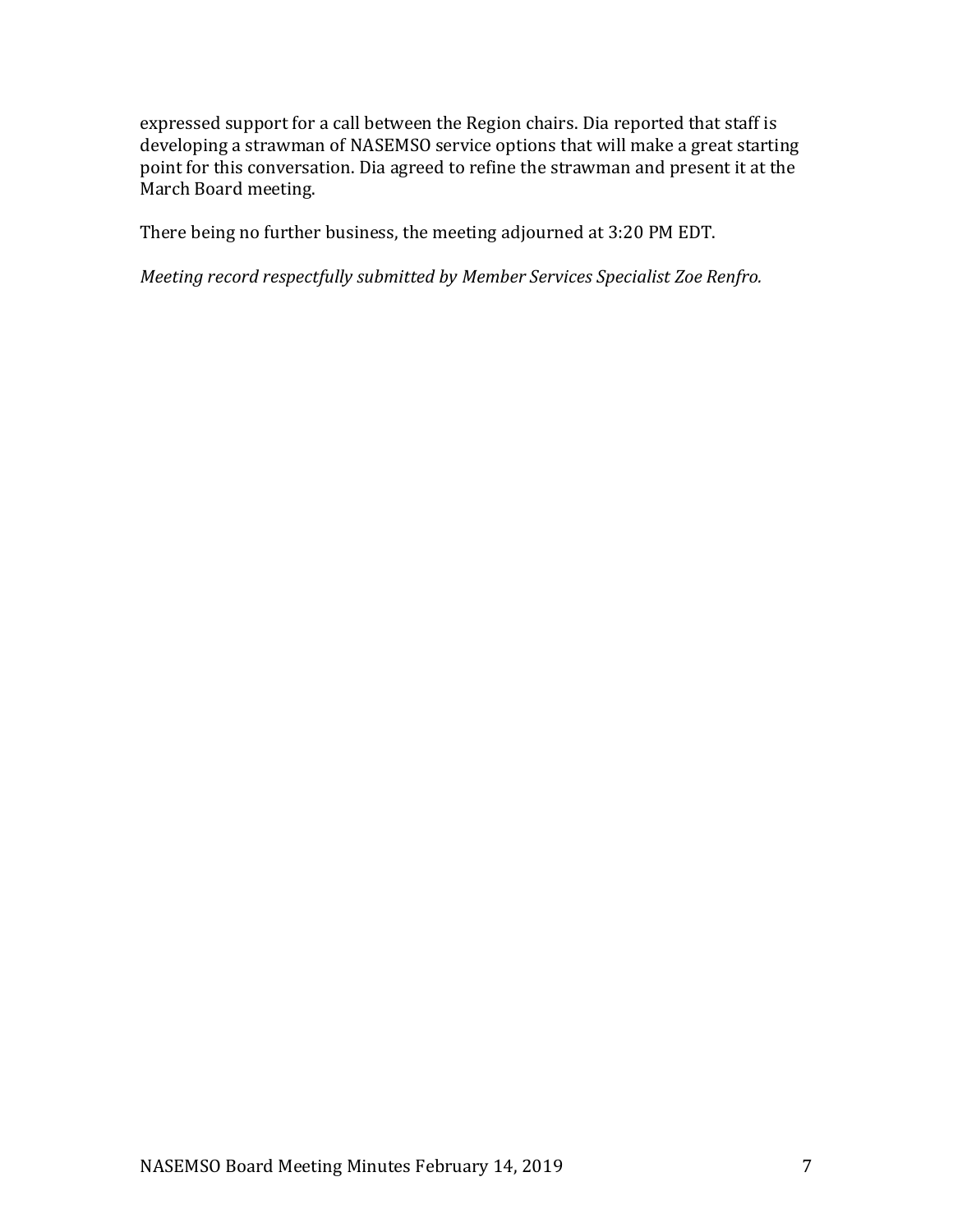expressed support for a call between the Region chairs. Dia reported that staff is developing a strawman of NASEMSO service options that will make a great starting point for this conversation. Dia agreed to refine the strawman and present it at the March Board meeting.

There being no further business, the meeting adjourned at 3:20 PM EDT.

*Meeting record respectfully submitted by Member Services Specialist Zoe Renfro.*